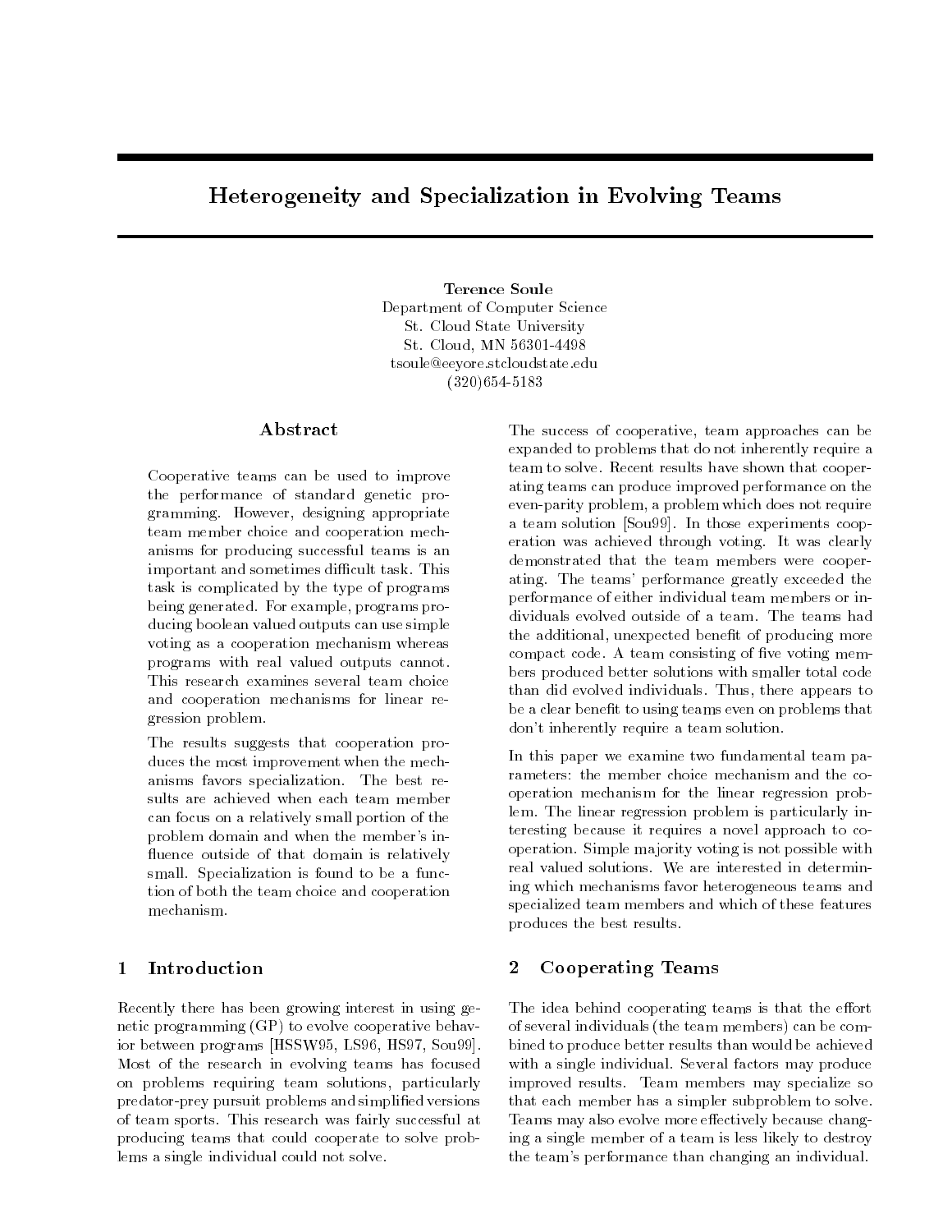# Heterogeneity and Specialization in Evolving Teams

**Terence Soule**
Department of Computer Science
St. Cloud State University
St. Cloud, MN 56301-4498
tsoule@eeyore.stcloudstate.edu
(320)654-5183

## Abstract

Cooperative teams can be used to improve the performance of standard genetic programming. However, designing appropriate team member choice and cooperation mechanisms for producing successful teams is an important and sometimes difficult task. This task is complicated by the type of programs being generated. For example, programs producing boolean valued outputs can use simple voting as a cooperation mechanism whereas programs with real valued outputs cannot. This research examines several team choice and cooperation mechanisms for linear regression problem.

The results suggests that cooperation produces the most improvement when the mechanisms favors specialization. The best results are achieved when each team member can focus on a relatively small portion of the problem domain and when the member's influence outside of that domain is relatively small. Specialization is found to be a function of both the team choice and cooperation mechanism.

## 1 Introduction

Recently there has been growing interest in using genetic programming (GP) to evolve cooperative behavior between programs [HSSW95, LS96, HS97, Sou99]. Most of the research in evolving teams has focused on problems requiring team solutions, particularly predator-prey pursuit problems and simplified versions of team sports. This research was fairly successful at producing teams that could cooperate to solve problems a single individual could not solve.

The success of cooperative, team approaches can be expanded to problems that do not inherently require a team to solve. Recent results have shown that cooperating teams can produce improved performance on the even-parity problem, a problem which does not require a team solution [Sou99]. In those experiments cooperation was achieved through voting. It was clearly demonstrated that the team members were cooperating. The teams' performance greatly exceeded the performance of either individual team members or individuals evolved outside of a team. The teams had the additional, unexpected benefit of producing more compact code. A team consisting of five voting members produced better solutions with smaller total code than did evolved individuals. Thus, there appears to be a clear benefit to using teams even on problems that don't inherently require a team solution.

In this paper we examine two fundamental team parameters: the member choice mechanism and the cooperation mechanism for the linear regression problem. The linear regression problem is particularly interesting because it requires a novel approach to cooperation. Simple majority voting is not possible with real valued solutions. We are interested in determining which mechanisms favor heterogeneous teams and specialized team members and which of these features produces the best results.

## 2 Cooperating Teams

The idea behind cooperating teams is that the effort of several individuals (the team members) can be combined to produce better results than would be achieved with a single individual. Several factors may produce improved results. Team members may specialize so that each member has a simpler subproblem to solve. Teams may also evolve more effectively because changing a single member of a team is less likely to destroy the team's performance than changing an individual.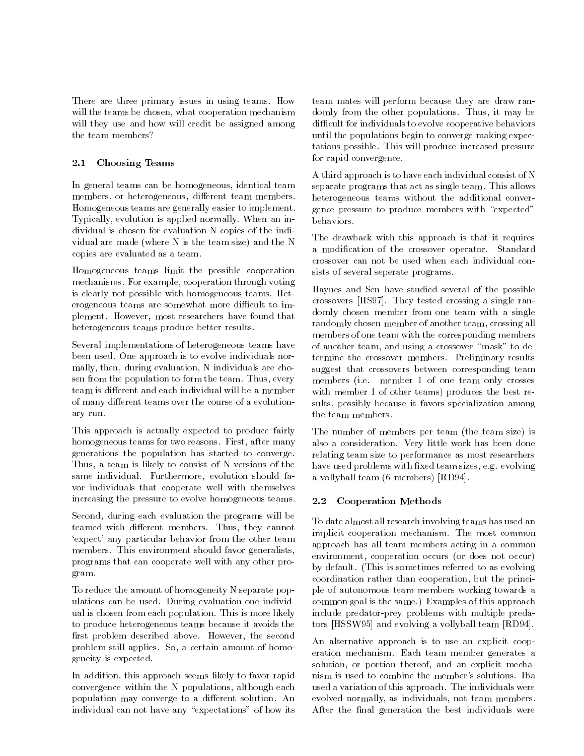There are three primary issues in using teams. How will the teams be chosen, what cooperation mechanism will they use and how will credit be assigned among the team members?

## 2.1 Choosing Teams

In general teams can be homogeneous, identical team members, or heterogeneous, different team members. Homogeneous teams are generally easier to implement. Typically, evolution is applied normally. When an individual is chosen for evaluation N copies of the individual are made (where N is the team size) and the N copies are evaluated as a team.

Homogeneous teams limit the possible cooperation mechanisms. For example, cooperation through voting is clearly not possible with homogeneous teams. Heterogeneous teams are somewhat more difficult to implement. However, most researchers have found that heterogeneous teams produce better results.

Several implementations of heterogeneous teams have been used. One approach is to evolve individuals normally, then, during evaluation, N individuals are chosen from the population to form the team. Thus, every team is different and each individual will be a member of many different teams over the course of a evolutionary run.

This approach is actually expected to produce fairly homogeneous teams for two reasons. First, after many generations the population has started to converge. Thus, a team is likely to consist of N versions of the same individual. Furthermore, evolution should favor individuals that cooperate well with themselves increasing the pressure to evolve homogeneous teams.

Second, during each evaluation the programs will be teamed with different members. Thus, they cannot 'expect' any particular behavior from the other team members. This environment should favor generalists, programs that can cooperate well with any other program.

To reduce the amount of homogeneity N separate populations can be used. During evaluation one individual is chosen from each population. This is more likely to produce heterogeneous teams because it avoids the first problem described above. However, the second problem still applies. So, a certain amount of homogeneity is expected.

In addition, this approach seems likely to favor rapid convergence within the N populations, although each population may converge to a different solution. An individual can not have any "expectations" of how its team mates will perform because they are draw randomly from the other populations. Thus, it may be difficult for individuals to evolve cooperative behaviors until the populations begin to converge making expectations possible. This will produce increased pressure for rapid convergence.

A third approach is to have each individual consist of N separate programs that act as single team. This allows heterogeneous teams without the additional convergence pressure to produce members with "expected" behaviors.

The drawback with this approach is that it requires a modification of the crossover operator. Standard crossover can not be used when each individual consists of several seperate programs.

Haynes and Sen have studied several of the possible crossovers [HS97]. They tested crossing a single randomly chosen member from one team with a single randomly chosen member of another team, crossing all members of one team with the corresponding members of another team, and using a crossover "mask" to determine the crossover members. Preliminary results suggest that crossovers between corresponding team members (i.e. member 1 of one team only crosses with member 1 of other teams) produces the best results, possibly because it favors specialization among the team members.

The number of members per team (the team size) is also a consideration. Very little work has been done relating team size to performance as most researchers have used problems with fixed team sizes, e.g. evolving a vollyball team (6 members) [RD94].

## 2.2 Cooperation Methods

To date almost all research involving teams has used an implicit cooperation mechanism. The most common approach has all team members acting in a common environment, cooperation occurs (or does not occur) by default. (This is sometimes referred to as evolving coordination rather than cooperation, but the principle of autonomous team members working towards a common goal is the same.) Examples of this approach include predator-prey problems with multiple predators [HSSW95] and evolving a vollyball team [RD94].

An alternative approach is to use an explicit cooperation mechanism. Each team member generates a solution, or portion thereof, and an explicit mechanism is used to combine the member's solutions. Iba used a variation of this approach. The individuals were evolved normally, as individuals, not team members. After the final generation the best individuals were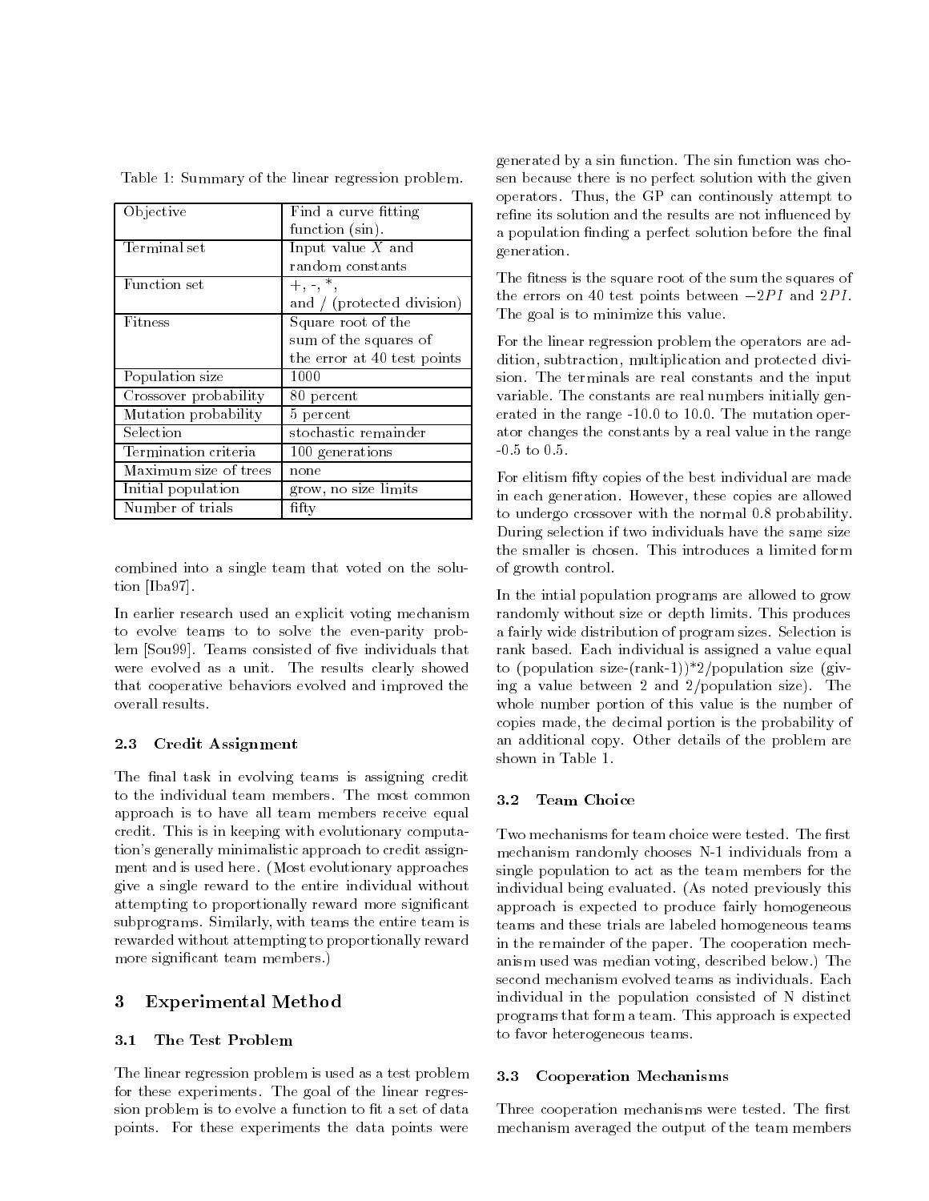Table 1: Summary of the linear regression problem.

| | |
|---|---|
| Objective | Find a curve fitting function (sin). |
| Terminal set | Input value $X$ and random constants |
| Function set | +, -, *, and / (protected division) |
| Fitness | Square root of the sum of the squares of the error at 40 test points |
| Population size | 1000 |
| Crossover probability | 80 percent |
| Mutation probability | 5 percent |
| Selection | stochastic remainder |
| Termination criteria | 100 generations |
| Maximum size of trees | none |
| Initial population | grow, no size limits |
| Number of trials | fifty |

combined into a single team that voted on the solution [Iba97].

In earlier research used an explicit voting mechanism to evolve teams to to solve the even-parity problem [Sou99]. Teams consisted of five individuals that were evolved as a unit. The results clearly showed that cooperative behaviors evolved and improved the overall results.

### 2.3 Credit Assignment

The final task in evolving teams is assigning credit to the individual team members. The most common approach is to have all team members receive equal credit. This is in keeping with evolutionary computation's generally minimalistic approach to credit assignment and is used here. (Most evolutionary approaches give a single reward to the entire individual without attempting to proportionally reward more significant subprograms. Similarly, with teams the entire team is rewarded without attempting to proportionally reward more significant team members.)

## 3 Experimental Method

### 3.1 The Test Problem

The linear regression problem is used as a test problem for these experiments. The goal of the linear regression problem is to evolve a function to fit a set of data points. For these experiments the data points were generated by a sin function. The sin function was chosen because there is no perfect solution with the given operators. Thus, the GP can continously attempt to refine its solution and the results are not influenced by a population finding a perfect solution before the final generation.

The fitness is the square root of the sum the squares of the errors on 40 test points between $-2PI$ and $2PI$. The goal is to minimize this value.

For the linear regression problem the operators are addition, subtraction, multiplication and protected division. The terminals are real constants and the input variable. The constants are real numbers initially generated in the range -10.0 to 10.0. The mutation operator changes the constants by a real value in the range -0.5 to 0.5.

For elitism fifty copies of the best individual are made in each generation. However, these copies are allowed to undergo crossover with the normal 0.8 probability. During selection if two individuals have the same size the smaller is chosen. This introduces a limited form of growth control.

In the intial population programs are allowed to grow randomly without size or depth limits. This produces a fairly wide distribution of program sizes. Selection is rank based. Each individual is assigned a value equal to (population size-(rank-1))*2/population size (giving a value between 2 and 2/population size). The whole number portion of this value is the number of copies made, the decimal portion is the probability of an additional copy. Other details of the problem are shown in Table 1.

### 3.2 Team Choice

Two mechanisms for team choice were tested. The first mechanism randomly chooses N-1 individuals from a single population to act as the team members for the individual being evaluated. (As noted previously this approach is expected to produce fairly homogeneous teams and these trials are labeled homogeneous teams in the remainder of the paper. The cooperation mechanism used was median voting, described below.) The second mechanism evolved teams as individuals. Each individual in the population consisted of N distinct programs that form a team. This approach is expected to favor heterogeneous teams.

### 3.3 Cooperation Mechanisms

Three cooperation mechanisms were tested. The first mechanism averaged the output of the team members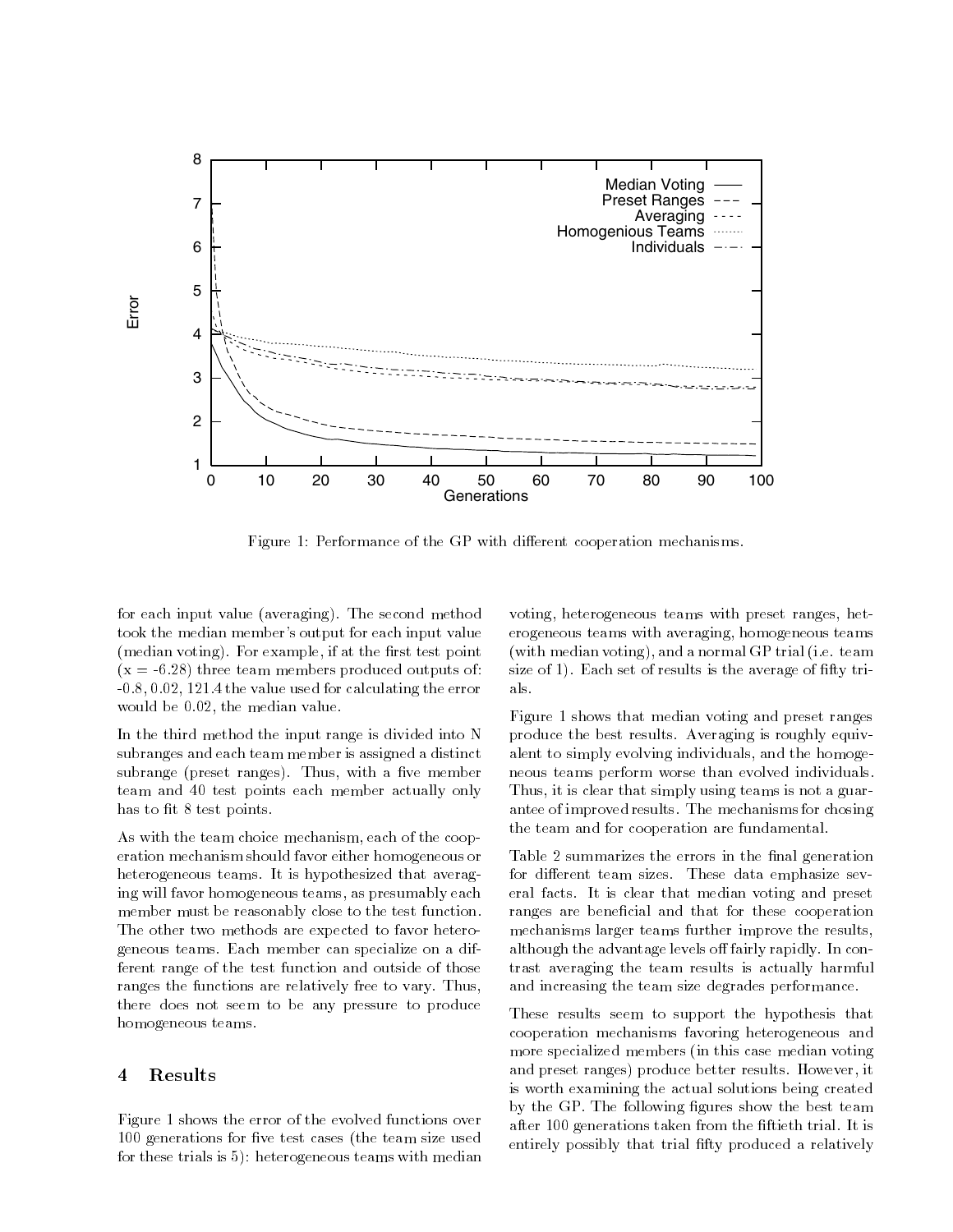Figure 1: Performance of the GP with different cooperation mechanisms.

for each input value (averaging). The second method took the median member's output for each input value (median voting). For example, if at the first test point (x = -6.28) three team members produced outputs of: -0.8, 0.02, 121.4 the value used for calculating the error would be 0.02, the median value.

In the third method the input range is divided into N subranges and each team member is assigned a distinct subrange (preset ranges). Thus, with a five member team and 40 test points each member actually only has to fit 8 test points.

As with the team choice mechanism, each of the cooperation mechanism should favor either homogeneous or heterogeneous teams. It is hypothesized that averaging will favor homogeneous teams, as presumably each member must be reasonably close to the test function. The other two methods are expected to favor heterogeneous teams. Each member can specialize on a different range of the test function and outside of those ranges the functions are relatively free to vary. Thus, there does not seem to be any pressure to produce homogeneous teams.

## 4 Results

Figure 1 shows the error of the evolved functions over 100 generations for five test cases (the team size used for these trials is 5): heterogeneous teams with median voting, heterogeneous teams with preset ranges, heterogeneous teams with averaging, homogeneous teams (with median voting), and a normal GP trial (i.e. team size of 1). Each set of results is the average of fifty trials.

Figure 1 shows that median voting and preset ranges produce the best results. Averaging is roughly equivalent to simply evolving individuals, and the homogeneous teams perform worse than evolved individuals. Thus, it is clear that simply using teams is not a guarantee of improved results. The mechanisms for chosing the team and for cooperation are fundamental.

Table 2 summarizes the errors in the final generation for different team sizes. These data emphasize several facts. It is clear that median voting and preset ranges are beneficial and that for these cooperation mechanisms larger teams further improve the results, although the advantage levels off fairly rapidly. In contrast averaging the team results is actually harmful and increasing the team size degrades performance.

These results seem to support the hypothesis that cooperation mechanisms favoring heterogeneous and more specialized members (in this case median voting and preset ranges) produce better results. However, it is worth examining the actual solutions being created by the GP. The following figures show the best team after 100 generations taken from the fiftieth trial. It is entirely possibly that trial fifty produced a relatively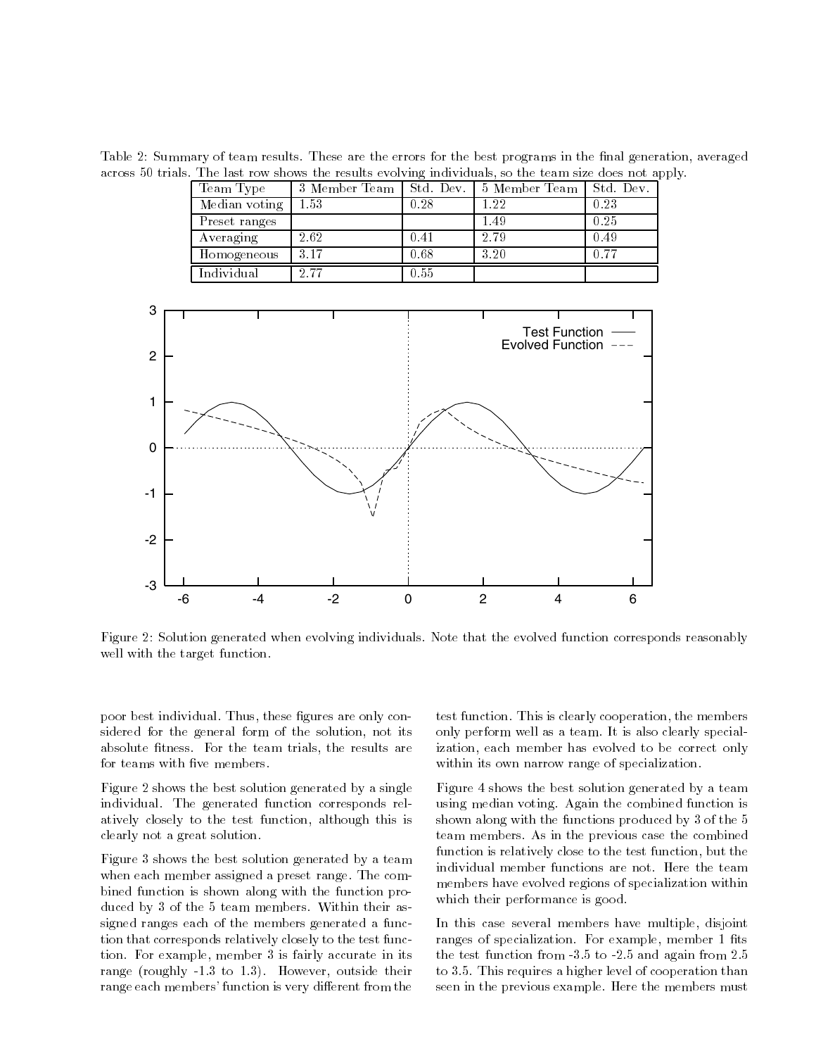Table 2: Summary of team results. These are the errors for the best programs in the final generation, averaged across 50 trials. The last row shows the results evolving individuals, so the team size does not apply.

| Team Type | 3 Member Team | Std. Dev. | 5 Member Team | Std. Dev. |
|---|---|---|---|---|
| Median voting | 1.53 | 0.28 | 1.22 | 0.23 |
| Preset ranges | | | 1.49 | 0.25 |
| Averaging | 2.62 | 0.41 | 2.79 | 0.49 |
| Homogeneous | 3.17 | 0.68 | 3.20 | 0.77 |
| Individual | 2.77 | 0.55 | | |

Figure 2: Solution generated when evolving individuals. Note that the evolved function corresponds reasonably well with the target function.

poor best individual. Thus, these figures are only considered for the general form of the solution, not its absolute fitness. For the team trials, the results are for teams with five members.

Figure 2 shows the best solution generated by a single individual. The generated function corresponds relatively closely to the test function, although this is clearly not a great solution.

Figure 3 shows the best solution generated by a team when each member assigned a preset range. The combined function is shown along with the function produced by 3 of the 5 team members. Within their assigned ranges each of the members generated a function that corresponds relatively closely to the test function. For example, member 3 is fairly accurate in its range (roughly -1.3 to 1.3). However, outside their range each members' function is very different from the test function. This is clearly cooperation, the members only perform well as a team. It is also clearly specialization, each member has evolved to be correct only within its own narrow range of specialization.

Figure 4 shows the best solution generated by a team using median voting. Again the combined function is shown along with the functions produced by 3 of the 5 team members. As in the previous case the combined function is relatively close to the test function, but the individual member functions are not. Here the team members have evolved regions of specialization within which their performance is good.

In this case several members have multiple, disjoint ranges of specialization. For example, member 1 fits the test function from -3.5 to -2.5 and again from 2.5 to 3.5. This requires a higher level of cooperation than seen in the previous example. Here the members must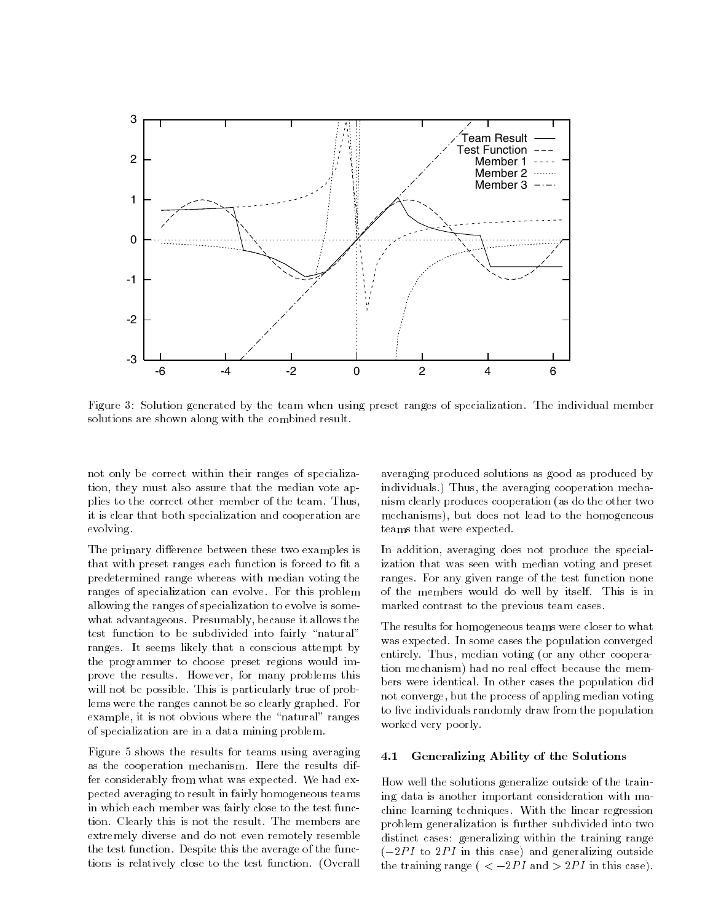Figure 3: Solution generated by the team when using preset ranges of specialization. The individual member solutions are shown along with the combined result.

not only be correct within their ranges of specialization, they must also assure that the median vote applies to the correct other member of the team. Thus, it is clear that both specialization and cooperation are evolving.

The primary difference between these two examples is that with preset ranges each function is forced to fit a predetermined range whereas with median voting the ranges of specialization can evolve. For this problem allowing the ranges of specialization to evolve is somewhat advantageous. Presumably, because it allows the test function to be subdivided into fairly "natural" ranges. It seems likely that a conscious attempt by the programmer to choose preset regions would improve the results. However, for many problems this will not be possible. This is particularly true of problems were the ranges cannot be so clearly graphed. For example, it is not obvious where the "natural" ranges of specialization are in a data mining problem.

Figure 5 shows the results for teams using averaging as the cooperation mechanism. Here the results differ considerably from what was expected. We had expected averaging to result in fairly homogeneous teams in which each member was fairly close to the test function. Clearly this is not the result. The members are extremely diverse and do not even remotely resemble the test function. Despite this the average of the functions is relatively close to the test function. (Overall averaging produced solutions as good as produced by individuals.) Thus, the averaging cooperation mechanism clearly produces cooperation (as do the other two mechanisms), but does not lead to the homogeneous teams that were expected.

In addition, averaging does not produce the specialization that was seen with median voting and preset ranges. For any given range of the test function none of the members would do well by itself. This is in marked contrast to the previous team cases.

The results for homogeneous teams were closer to what was expected. In some cases the population converged entirely. Thus, median voting (or any other cooperation mechanism) had no real effect because the members were identical. In other cases the population did not converge, but the process of appling median voting to five individuals randomly draw from the population worked very poorly.

### 4.1 Generalizing Ability of the Solutions

How well the solutions generalize outside of the training data is another important consideration with machine learning techniques. With the linear regression problem generalization is further subdivided into two distinct cases: generalizing within the training range ($-2PI$ to $2PI$ in this case) and generalizing outside the training range ( $< -2PI$ and $> 2PI$ in this case).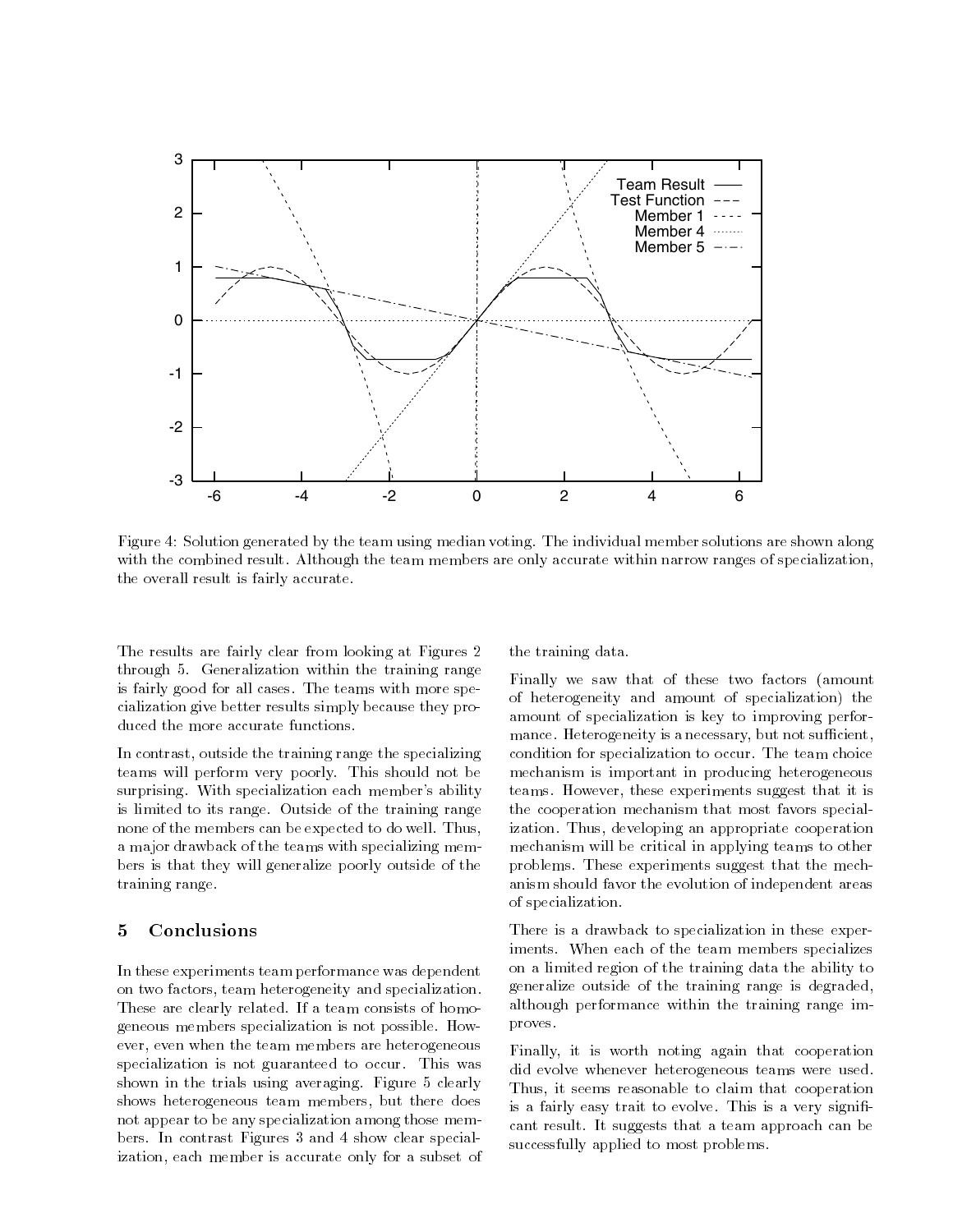Figure 4: Solution generated by the team using median voting. The individual member solutions are shown along with the combined result. Although the team members are only accurate within narrow ranges of specialization, the overall result is fairly accurate.

The results are fairly clear from looking at Figures 2 through 5. Generalization within the training range is fairly good for all cases. The teams with more specialization give better results simply because they produced the more accurate functions.

In contrast, outside the training range the specializing teams will perform very poorly. This should not be surprising. With specialization each member's ability is limited to its range. Outside of the training range none of the members can be expected to do well. Thus, a major drawback of the teams with specializing members is that they will generalize poorly outside of the training range.

## 5 Conclusions

In these experiments team performance was dependent on two factors, team heterogeneity and specialization. These are clearly related. If a team consists of homogeneous members specialization is not possible. However, even when the team members are heterogeneous specialization is not guaranteed to occur. This was shown in the trials using averaging. Figure 5 clearly shows heterogeneous team members, but there does not appear to be any specialization among those members. In contrast Figures 3 and 4 show clear specialization, each member is accurate only for a subset of the training data.

Finally we saw that of these two factors (amount of heterogeneity and amount of specialization) the amount of specialization is key to improving performance. Heterogeneity is a necessary, but not sufficient, condition for specialization to occur. The team choice mechanism is important in producing heterogeneous teams. However, these experiments suggest that it is the cooperation mechanism that most favors specialization. Thus, developing an appropriate cooperation mechanism will be critical in applying teams to other problems. These experiments suggest that the mechanism should favor the evolution of independent areas of specialization.

There is a drawback to specialization in these experiments. When each of the team members specializes on a limited region of the training data the ability to generalize outside of the training range is degraded, although performance within the training range improves.

Finally, it is worth noting again that cooperation did evolve whenever heterogeneous teams were used. Thus, it seems reasonable to claim that cooperation is a fairly easy trait to evolve. This is a very significant result. It suggests that a team approach can be successfully applied to most problems.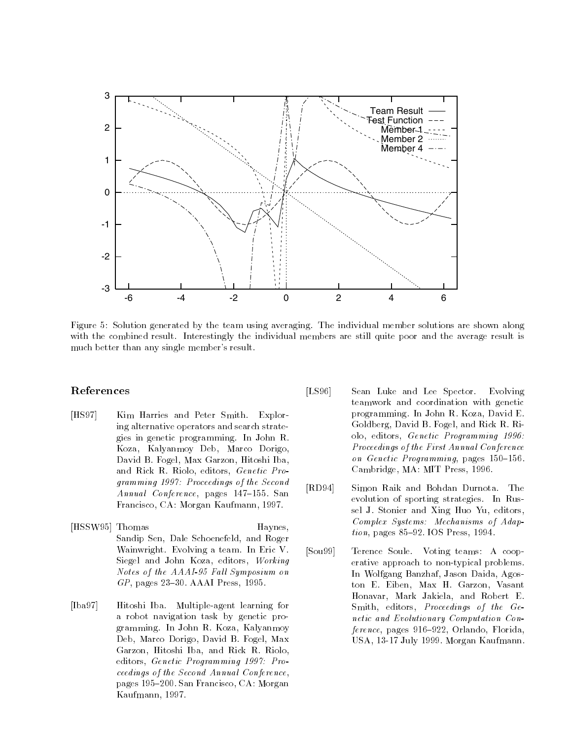3
2
1
0
-1
-2
-3
-6
-4
-2
0
2
4
6
Team Result
Test Function
Member 1
Member 2
Member 4

Figure 5: Solution generated by the team using averaging. The individual member solutions are shown along with the combined result. Interestingly the individual members are still quite poor and the average result is much better than any single member's result.

## References

[HS97] Kim Harries and Peter Smith. Exploring alternative operators and search strategies in genetic programming. In John R. Koza, Kalyanmoy Deb, Marco Dorigo, David B. Fogel, Max Garzon, Hitoshi Iba, and Rick R. Riolo, editors, *Genetic Programming 1997: Proceedings of the Second Annual Conference*, pages 147–155. San Francisco, CA: Morgan Kaufmann, 1997.

[HSSW95] Thomas Haynes, Sandip Sen, Dale Schoenefeld, and Roger Wainwright. Evolving a team. In Eric V. Siegel and John Koza, editors, *Working Notes of the AAAI-95 Fall Symposium on GP*, pages 23–30. AAAI Press, 1995.

[Iba97] Hitoshi Iba. Multiple-agent learning for a robot navigation task by genetic programming. In John R. Koza, Kalyanmoy Deb, Marco Dorigo, David B. Fogel, Max Garzon, Hitoshi Iba, and Rick R. Riolo, editors, *Genetic Programming 1997: Proceedings of the Second Annual Conference*, pages 195–200. San Francisco, CA: Morgan Kaufmann, 1997.

[LS96] Sean Luke and Lee Spector. Evolving teamwork and coordination with genetic programming. In John R. Koza, David E. Goldberg, David B. Fogel, and Rick R. Riolo, editors, *Genetic Programming 1996: Proceedings of the First Annual Conference on Genetic Programming*, pages 150–156. Cambridge, MA: MIT Press, 1996.

[RD94] Simon Raik and Bohdan Durnota. The evolution of sporting strategies. In Russel J. Stonier and Xing Huo Yu, editors, *Complex Systems: Mechanisms of Adaption*, pages 85–92. IOS Press, 1994.

[Sou99] Terence Soule. Voting teams: A cooperative approach to non-typical problems. In Wolfgang Banzhaf, Jason Daida, Agoston E. Eiben, Max H. Garzon, Vasant Honavar, Mark Jakiela, and Robert E. Smith, editors, *Proceedings of the Genetic and Evolutionary Computation Conference*, pages 916–922, Orlando, Florida, USA, 13-17 July 1999. Morgan Kaufmann.